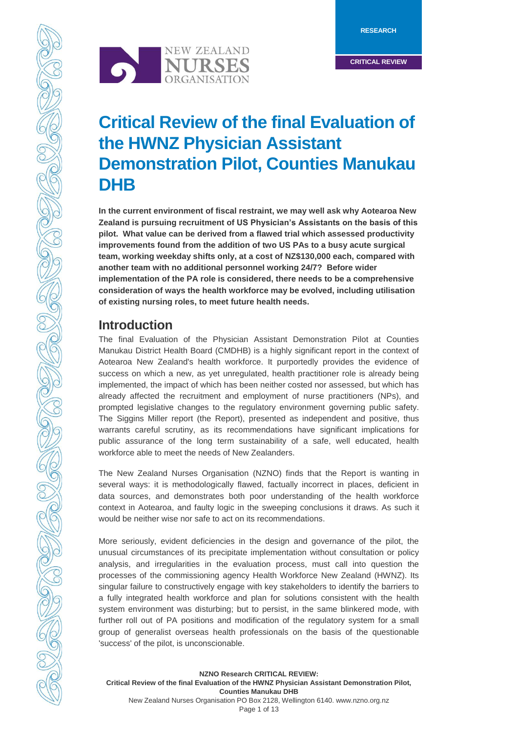RESEARCH

CRITICAL REVIEW

# Critical Review of the final Evaluation of the HWNZ Physician Assistant Demonstration Pilot, Counties Manukau DHB

**In the current environment of fiscal restraint, we may well ask why Aotearoa New Zealand is pursuing recruitment of US Physician's Assistants on the basis of this pilot. What value can be derived from a flawed trial which assessed productivity improvements found from the addition of two US PAs to a busy acute surgical team, working weekday shifts only, at a cost of NZ$130,000 each, compared with another team with no additional personnel working 24/7? Before wider implementation of the PA role is considered, there needs to be a comprehensive consideration of ways the health workforce may be evolved, including utilisation of existing nursing roles, to meet future health needs.**

## Introduction

The final Evaluation of the Physician Assistant Demonstration Pilot at Counties Manukau District Health Board (CMDHB) is a highly significant report in the context of Aotearoa New Zealand's health workforce. It purportedly provides the evidence of success on which a new, as yet unregulated, health practitioner role is already being implemented, the impact of which has been neither costed nor assessed, but which has already affected the recruitment and employment of nurse practitioners (NPs), and prompted legislative changes to the regulatory environment governing public safety. The Siggins Miller report (the Report), presented as independent and positive, thus warrants careful scrutiny, as its recommendations have significant implications for public assurance of the long term sustainability of a safe, well educated, health workforce able to meet the needs of New Zealanders.

The New Zealand Nurses Organisation (NZNO) finds that the Report is wanting in several ways: it is methodologically flawed, factually incorrect in places, deficient in data sources, and demonstrates both poor understanding of the health workforce context in Aotearoa, and faulty logic in the sweeping conclusions it draws. As such it would be neither wise nor safe to act on its recommendations.

More seriously, evident deficiencies in the design and governance of the pilot, the unusual circumstances of its precipitate implementation without consultation or policy analysis, and irregularities in the evaluation process, must call into question the processes of the commissioning agency Health Workforce New Zealand (HWNZ). Its singular failure to constructively engage with key stakeholders to identify the barriers to a fully integrated health workforce and plan for solutions consistent with the health system environment was disturbing; but to persist, in the same blinkered mode, with further roll out of PA positions and modification of the regulatory system for a small group of generalist overseas health professionals on the basis of the questionable 'success' of the pilot, is unconscionable.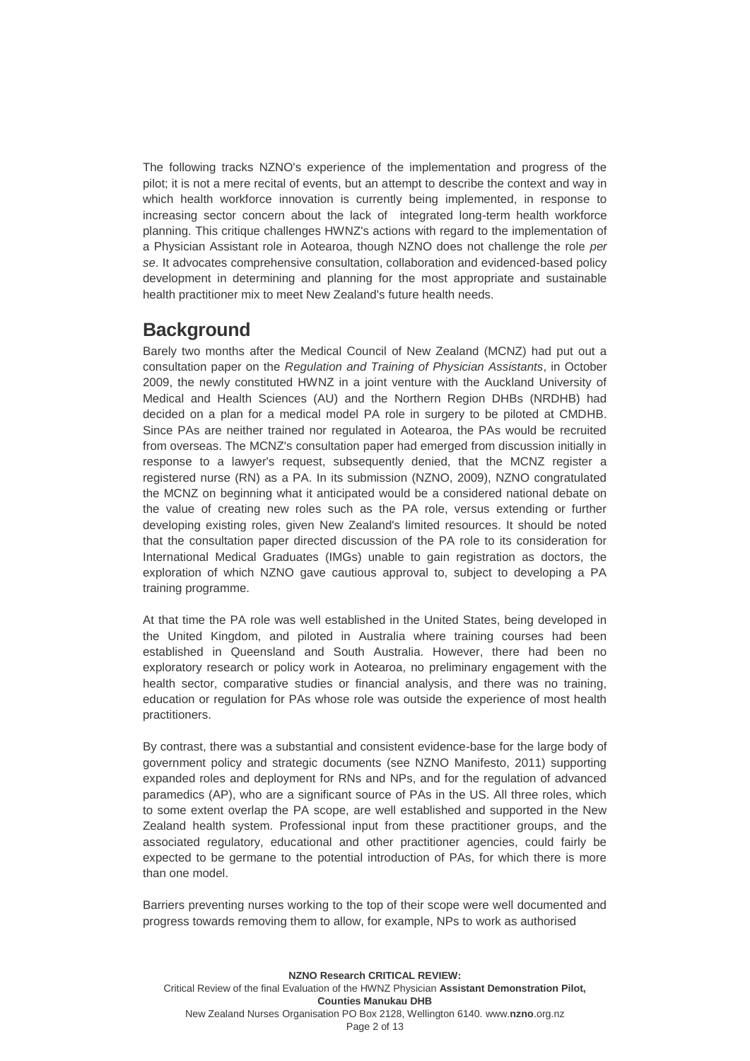The following tracks NZNO's experience of the implementation and progress of the pilot; it is not a mere recital of events, but an attempt to describe the context and way in which health workforce innovation is currently being implemented, in response to increasing sector concern about the lack of integrated long-term health workforce planning. This critique challenges HWNZ's actions with regard to the implementation of a Physician Assistant role in Aotearoa, though NZNO does not challenge the role *per se*. It advocates comprehensive consultation, collaboration and evidenced-based policy development in determining and planning for the most appropriate and sustainable health practitioner mix to meet New Zealand's future health needs.

## Background

Barely two months after the Medical Council of New Zealand (MCNZ) had put out a consultation paper on the *Regulation and Training of Physician Assistants*, in October 2009, the newly constituted HWNZ in a joint venture with the Auckland University of Medical and Health Sciences (AU) and the Northern Region DHBs (NRDHB) had decided on a plan for a medical model PA role in surgery to be piloted at CMDHB. Since PAs are neither trained nor regulated in Aotearoa, the PAs would be recruited from overseas. The MCNZ's consultation paper had emerged from discussion initially in response to a lawyer's request, subsequently denied, that the MCNZ register a registered nurse (RN) as a PA. In its submission (NZNO, 2009), NZNO congratulated the MCNZ on beginning what it anticipated would be a considered national debate on the value of creating new roles such as the PA role, versus extending or further developing existing roles, given New Zealand's limited resources. It should be noted that the consultation paper directed discussion of the PA role to its consideration for International Medical Graduates (IMGs) unable to gain registration as doctors, the exploration of which NZNO gave cautious approval to, subject to developing a PA training programme.

At that time the PA role was well established in the United States, being developed in the United Kingdom, and piloted in Australia where training courses had been established in Queensland and South Australia. However, there had been no exploratory research or policy work in Aotearoa, no preliminary engagement with the health sector, comparative studies or financial analysis, and there was no training, education or regulation for PAs whose role was outside the experience of most health practitioners.

By contrast, there was a substantial and consistent evidence-base for the large body of government policy and strategic documents (see NZNO Manifesto, 2011) supporting expanded roles and deployment for RNs and NPs, and for the regulation of advanced paramedics (AP), who are a significant source of PAs in the US. All three roles, which to some extent overlap the PA scope, are well established and supported in the New Zealand health system. Professional input from these practitioner groups, and the associated regulatory, educational and other practitioner agencies, could fairly be expected to be germane to the potential introduction of PAs, for which there is more than one model.

Barriers preventing nurses working to the top of their scope were well documented and progress towards removing them to allow, for example, NPs to work as authorised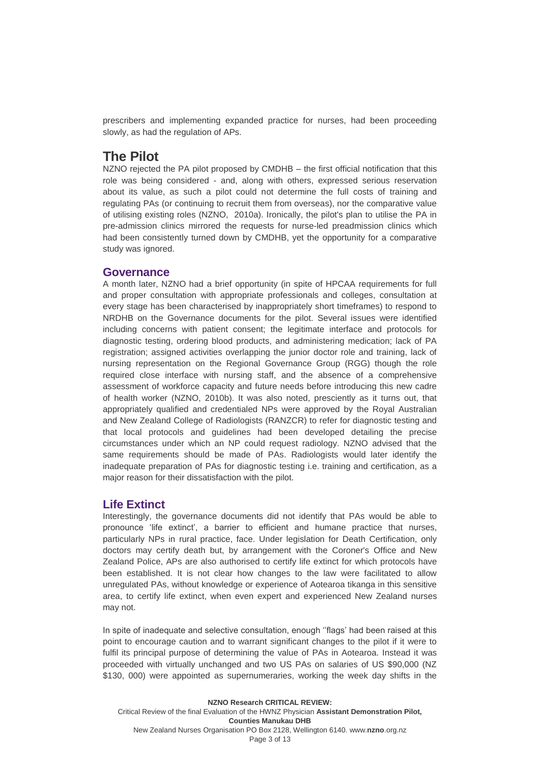prescribers and implementing expanded practice for nurses, had been proceeding slowly, as had the regulation of APs.

# The Pilot

NZNO rejected the PA pilot proposed by CMDHB – the first official notification that this role was being considered - and, along with others, expressed serious reservation about its value, as such a pilot could not determine the full costs of training and regulating PAs (or continuing to recruit them from overseas), nor the comparative value of utilising existing roles (NZNO, 2010a). Ironically, the pilot's plan to utilise the PA in pre-admission clinics mirrored the requests for nurse-led preadmission clinics which had been consistently turned down by CMDHB, yet the opportunity for a comparative study was ignored.

## Governance

A month later, NZNO had a brief opportunity (in spite of HPCAA requirements for full and proper consultation with appropriate professionals and colleges, consultation at every stage has been characterised by inappropriately short timeframes) to respond to NRDHB on the Governance documents for the pilot. Several issues were identified including concerns with patient consent; the legitimate interface and protocols for diagnostic testing, ordering blood products, and administering medication; lack of PA registration; assigned activities overlapping the junior doctor role and training, lack of nursing representation on the Regional Governance Group (RGG) though the role required close interface with nursing staff, and the absence of a comprehensive assessment of workforce capacity and future needs before introducing this new cadre of health worker (NZNO, 2010b). It was also noted, presciently as it turns out, that appropriately qualified and credentialed NPs were approved by the Royal Australian and New Zealand College of Radiologists (RANZCR) to refer for diagnostic testing and that local protocols and guidelines had been developed detailing the precise circumstances under which an NP could request radiology. NZNO advised that the same requirements should be made of PAs. Radiologists would later identify the inadequate preparation of PAs for diagnostic testing i.e. training and certification, as a major reason for their dissatisfaction with the pilot.

## Life Extinct

Interestingly, the governance documents did not identify that PAs would be able to pronounce 'life extinct', a barrier to efficient and humane practice that nurses, particularly NPs in rural practice, face. Under legislation for Death Certification, only doctors may certify death but, by arrangement with the Coroner's Office and New Zealand Police, APs are also authorised to certify life extinct for which protocols have been established. It is not clear how changes to the law were facilitated to allow unregulated PAs, without knowledge or experience of Aotearoa tikanga in this sensitive area, to certify life extinct, when even expert and experienced New Zealand nurses may not.

In spite of inadequate and selective consultation, enough ''flags' had been raised at this point to encourage caution and to warrant significant changes to the pilot if it were to fulfil its principal purpose of determining the value of PAs in Aotearoa. Instead it was proceeded with virtually unchanged and two US PAs on salaries of US $90,000 (NZ $130, 000) were appointed as supernumeraries, working the week day shifts in the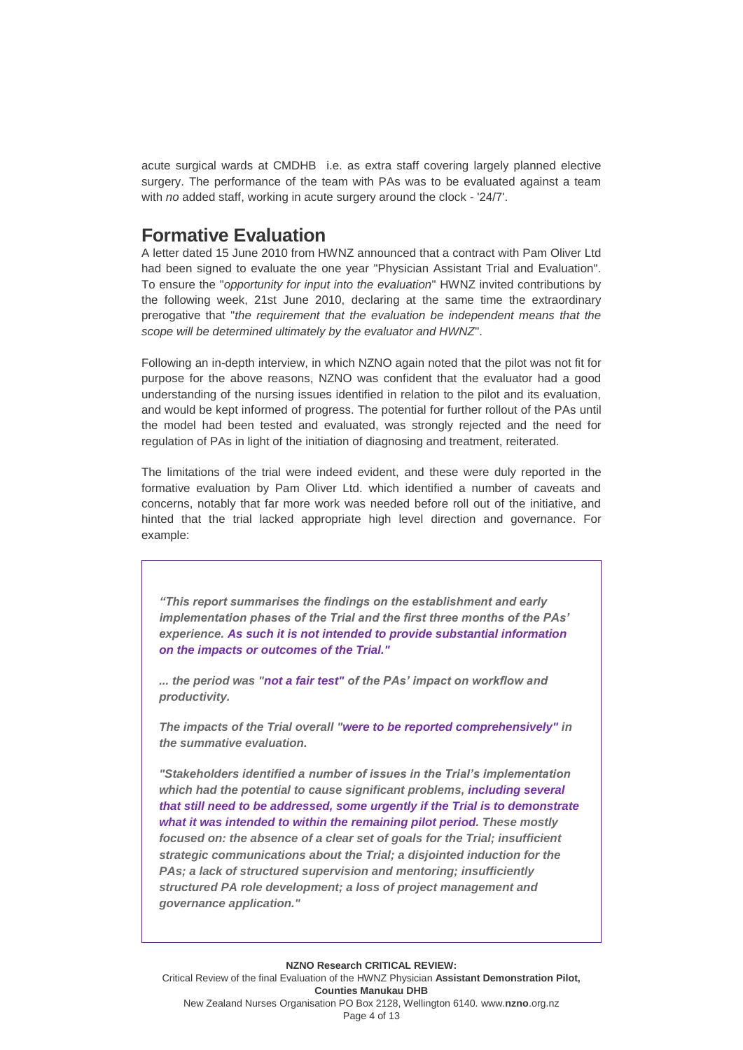acute surgical wards at CMDHB i.e. as extra staff covering largely planned elective surgery. The performance of the team with PAs was to be evaluated against a team with *no* added staff, working in acute surgery around the clock - '24/7'.

## Formative Evaluation

A letter dated 15 June 2010 from HWNZ announced that a contract with Pam Oliver Ltd had been signed to evaluate the one year "Physician Assistant Trial and Evaluation". To ensure the "*opportunity for input into the evaluation*" HWNZ invited contributions by the following week, 21st June 2010, declaring at the same time the extraordinary prerogative that "*the requirement that the evaluation be independent means that the scope will be determined ultimately by the evaluator and HWNZ*".

Following an in-depth interview, in which NZNO again noted that the pilot was not fit for purpose for the above reasons, NZNO was confident that the evaluator had a good understanding of the nursing issues identified in relation to the pilot and its evaluation, and would be kept informed of progress. The potential for further rollout of the PAs until the model had been tested and evaluated, was strongly rejected and the need for regulation of PAs in light of the initiation of diagnosing and treatment, reiterated.

The limitations of the trial were indeed evident, and these were duly reported in the formative evaluation by Pam Oliver Ltd. which identified a number of caveats and concerns, notably that far more work was needed before roll out of the initiative, and hinted that the trial lacked appropriate high level direction and governance. For example:

> ***"This report summarises the findings on the establishment and early implementation phases of the Trial and the first three months of the PAs' experience. As such it is not intended to provide substantial information on the impacts or outcomes of the Trial."***
>
> ***... the period was "not a fair test" of the PAs' impact on workflow and productivity.***
>
> ***The impacts of the Trial overall "were to be reported comprehensively" in the summative evaluation.***
>
> ***"Stakeholders identified a number of issues in the Trial's implementation which had the potential to cause significant problems, including several that still need to be addressed, some urgently if the Trial is to demonstrate what it was intended to within the remaining pilot period. These mostly focused on: the absence of a clear set of goals for the Trial; insufficient strategic communications about the Trial; a disjointed induction for the PAs; a lack of structured supervision and mentoring; insufficiently structured PA role development; a loss of project management and governance application."***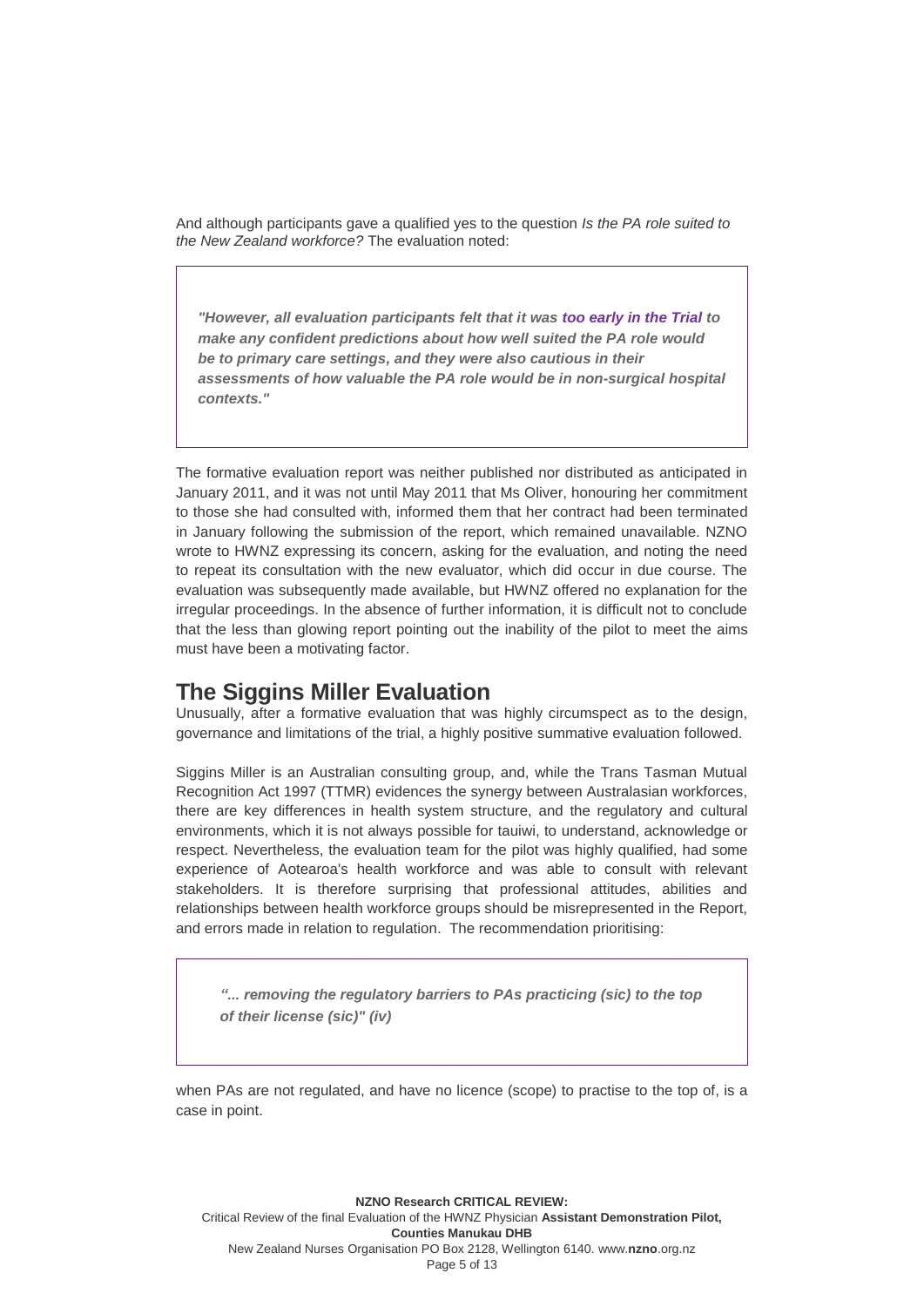And although participants gave a qualified yes to the question *Is the PA role suited to the New Zealand workforce?* The evaluation noted:

> ***"However, all evaluation participants felt that it was too early in the Trial to make any confident predictions about how well suited the PA role would be to primary care settings, and they were also cautious in their assessments of how valuable the PA role would be in non-surgical hospital contexts."***

The formative evaluation report was neither published nor distributed as anticipated in January 2011, and it was not until May 2011 that Ms Oliver, honouring her commitment to those she had consulted with, informed them that her contract had been terminated in January following the submission of the report, which remained unavailable. NZNO wrote to HWNZ expressing its concern, asking for the evaluation, and noting the need to repeat its consultation with the new evaluator, which did occur in due course. The evaluation was subsequently made available, but HWNZ offered no explanation for the irregular proceedings. In the absence of further information, it is difficult not to conclude that the less than glowing report pointing out the inability of the pilot to meet the aims must have been a motivating factor.

## The Siggins Miller Evaluation

Unusually, after a formative evaluation that was highly circumspect as to the design, governance and limitations of the trial, a highly positive summative evaluation followed.

Siggins Miller is an Australian consulting group, and, while the Trans Tasman Mutual Recognition Act 1997 (TTMR) evidences the synergy between Australasian workforces, there are key differences in health system structure, and the regulatory and cultural environments, which it is not always possible for tauiwi, to understand, acknowledge or respect. Nevertheless, the evaluation team for the pilot was highly qualified, had some experience of Aotearoa's health workforce and was able to consult with relevant stakeholders. It is therefore surprising that professional attitudes, abilities and relationships between health workforce groups should be misrepresented in the Report, and errors made in relation to regulation. The recommendation prioritising:

> ***"... removing the regulatory barriers to PAs practicing (sic) to the top of their license (sic)" (iv)***

when PAs are not regulated, and have no licence (scope) to practise to the top of, is a case in point.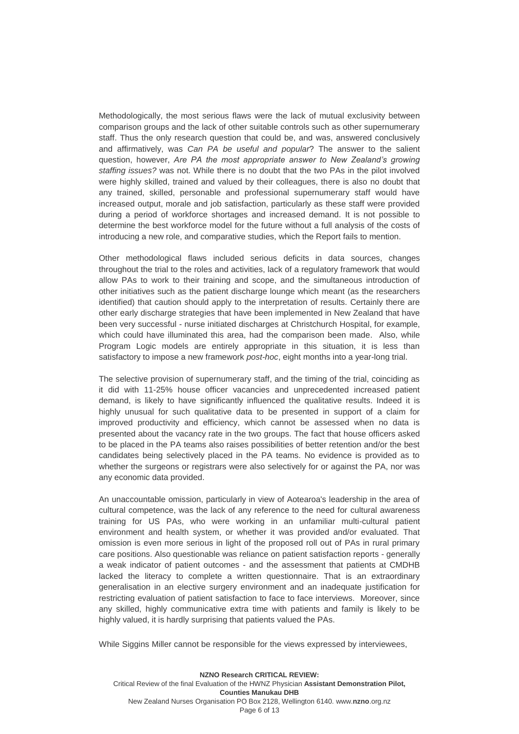Methodologically, the most serious flaws were the lack of mutual exclusivity between comparison groups and the lack of other suitable controls such as other supernumerary staff. Thus the only research question that could be, and was, answered conclusively and affirmatively, was *Can PA be useful and popular*? The answer to the salient question, however, *Are PA the most appropriate answer to New Zealand's growing staffing issues?* was not. While there is no doubt that the two PAs in the pilot involved were highly skilled, trained and valued by their colleagues, there is also no doubt that any trained, skilled, personable and professional supernumerary staff would have increased output, morale and job satisfaction, particularly as these staff were provided during a period of workforce shortages and increased demand. It is not possible to determine the best workforce model for the future without a full analysis of the costs of introducing a new role, and comparative studies, which the Report fails to mention.

Other methodological flaws included serious deficits in data sources, changes throughout the trial to the roles and activities, lack of a regulatory framework that would allow PAs to work to their training and scope, and the simultaneous introduction of other initiatives such as the patient discharge lounge which meant (as the researchers identified) that caution should apply to the interpretation of results. Certainly there are other early discharge strategies that have been implemented in New Zealand that have been very successful - nurse initiated discharges at Christchurch Hospital, for example, which could have illuminated this area, had the comparison been made. Also, while Program Logic models are entirely appropriate in this situation, it is less than satisfactory to impose a new framework *post-hoc*, eight months into a year-long trial.

The selective provision of supernumerary staff, and the timing of the trial, coinciding as it did with 11-25% house officer vacancies and unprecedented increased patient demand, is likely to have significantly influenced the qualitative results. Indeed it is highly unusual for such qualitative data to be presented in support of a claim for improved productivity and efficiency, which cannot be assessed when no data is presented about the vacancy rate in the two groups. The fact that house officers asked to be placed in the PA teams also raises possibilities of better retention and/or the best candidates being selectively placed in the PA teams. No evidence is provided as to whether the surgeons or registrars were also selectively for or against the PA, nor was any economic data provided.

An unaccountable omission, particularly in view of Aotearoa's leadership in the area of cultural competence, was the lack of any reference to the need for cultural awareness training for US PAs, who were working in an unfamiliar multi-cultural patient environment and health system, or whether it was provided and/or evaluated. That omission is even more serious in light of the proposed roll out of PAs in rural primary care positions. Also questionable was reliance on patient satisfaction reports - generally a weak indicator of patient outcomes - and the assessment that patients at CMDHB lacked the literacy to complete a written questionnaire. That is an extraordinary generalisation in an elective surgery environment and an inadequate justification for restricting evaluation of patient satisfaction to face to face interviews. Moreover, since any skilled, highly communicative extra time with patients and family is likely to be highly valued, it is hardly surprising that patients valued the PAs.

While Siggins Miller cannot be responsible for the views expressed by interviewees,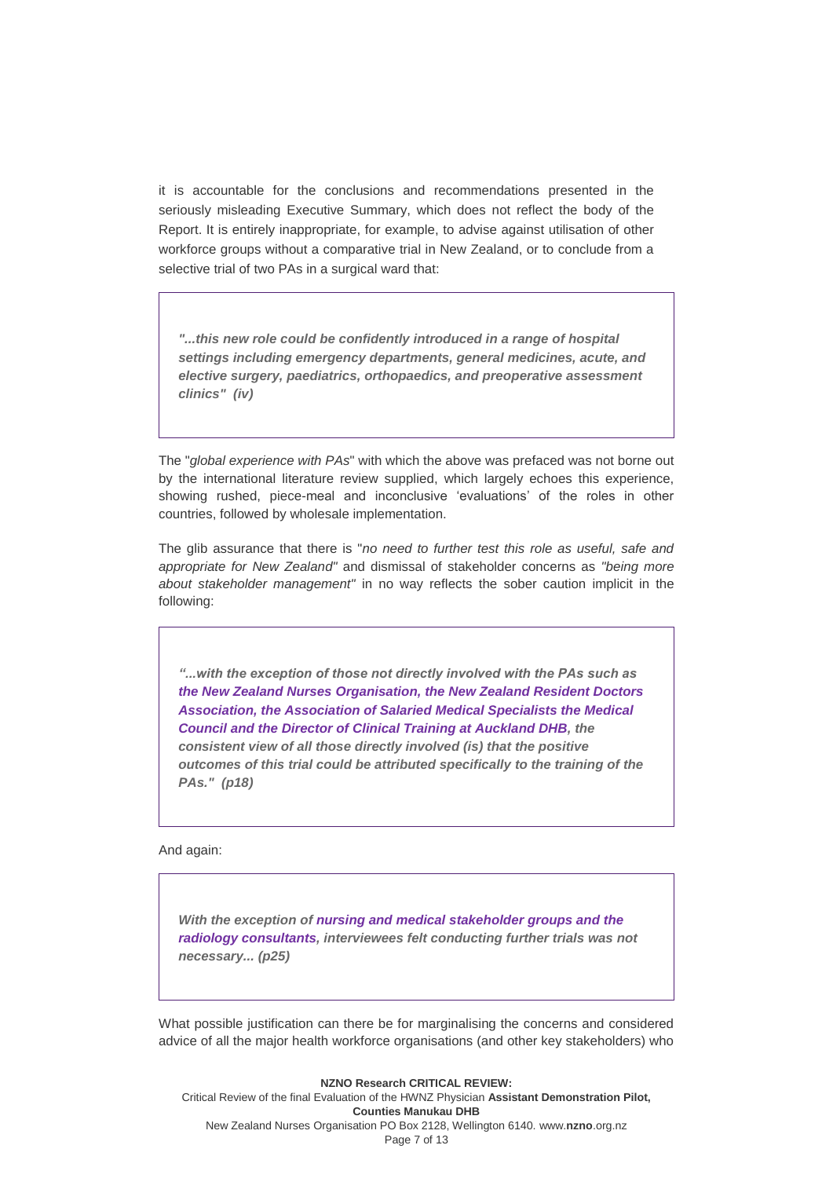it is accountable for the conclusions and recommendations presented in the seriously misleading Executive Summary, which does not reflect the body of the Report. It is entirely inappropriate, for example, to advise against utilisation of other workforce groups without a comparative trial in New Zealand, or to conclude from a selective trial of two PAs in a surgical ward that:

> ***"...this new role could be confidently introduced in a range of hospital settings including emergency departments, general medicines, acute, and elective surgery, paediatrics, orthopaedics, and preoperative assessment clinics"  (iv)***

The "*global experience with PAs*" with which the above was prefaced was not borne out by the international literature review supplied, which largely echoes this experience, showing rushed, piece-meal and inconclusive 'evaluations' of the roles in other countries, followed by wholesale implementation.

The glib assurance that there is "*no need to further test this role as useful, safe and appropriate for New Zealand*" and dismissal of stakeholder concerns as *"being more about stakeholder management"* in no way reflects the sober caution implicit in the following:

> ***"...with the exception of those not directly involved with the PAs such as the New Zealand Nurses Organisation, the New Zealand Resident Doctors Association, the Association of Salaried Medical Specialists the Medical Council and the Director of Clinical Training at Auckland DHB, the consistent view of all those directly involved (is) that the positive outcomes of this trial could be attributed specifically to the training of the PAs."  (p18)***

And again:

> ***With the exception of nursing and medical stakeholder groups and the radiology consultants, interviewees felt conducting further trials was not necessary... (p25)***

What possible justification can there be for marginalising the concerns and considered advice of all the major health workforce organisations (and other key stakeholders) who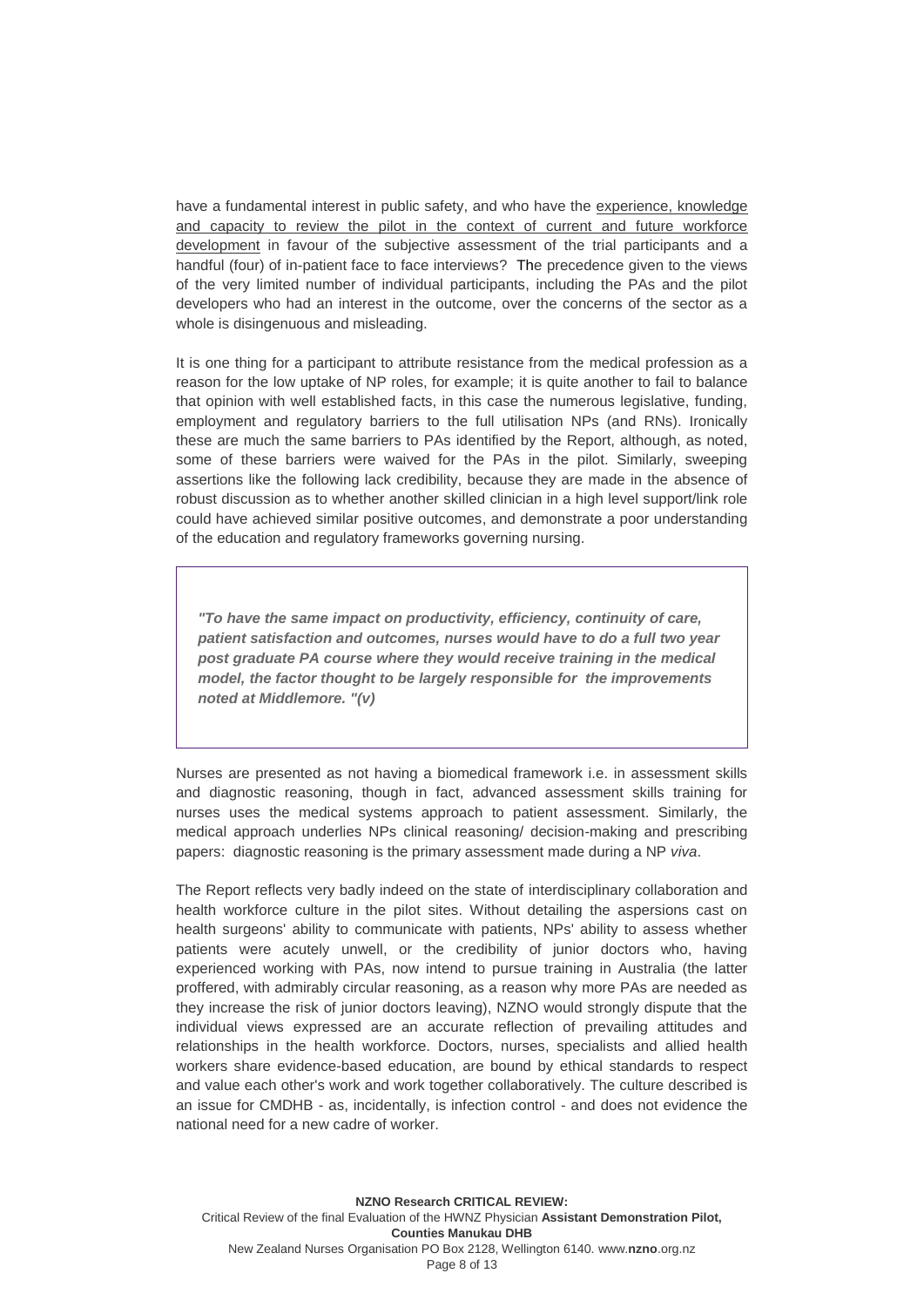have a fundamental interest in public safety, and who have the experience, knowledge and capacity to review the pilot in the context of current and future workforce development in favour of the subjective assessment of the trial participants and a handful (four) of in-patient face to face interviews? The precedence given to the views of the very limited number of individual participants, including the PAs and the pilot developers who had an interest in the outcome, over the concerns of the sector as a whole is disingenuous and misleading.

It is one thing for a participant to attribute resistance from the medical profession as a reason for the low uptake of NP roles, for example; it is quite another to fail to balance that opinion with well established facts, in this case the numerous legislative, funding, employment and regulatory barriers to the full utilisation NPs (and RNs). Ironically these are much the same barriers to PAs identified by the Report, although, as noted, some of these barriers were waived for the PAs in the pilot. Similarly, sweeping assertions like the following lack credibility, because they are made in the absence of robust discussion as to whether another skilled clinician in a high level support/link role could have achieved similar positive outcomes, and demonstrate a poor understanding of the education and regulatory frameworks governing nursing.

> ***"To have the same impact on productivity, efficiency, continuity of care, patient satisfaction and outcomes, nurses would have to do a full two year post graduate PA course where they would receive training in the medical model, the factor thought to be largely responsible for the improvements noted at Middlemore. "(v)***

Nurses are presented as not having a biomedical framework i.e. in assessment skills and diagnostic reasoning, though in fact, advanced assessment skills training for nurses uses the medical systems approach to patient assessment. Similarly, the medical approach underlies NPs clinical reasoning/ decision-making and prescribing papers: diagnostic reasoning is the primary assessment made during a NP *viva*.

The Report reflects very badly indeed on the state of interdisciplinary collaboration and health workforce culture in the pilot sites. Without detailing the aspersions cast on health surgeons' ability to communicate with patients, NPs' ability to assess whether patients were acutely unwell, or the credibility of junior doctors who, having experienced working with PAs, now intend to pursue training in Australia (the latter proffered, with admirably circular reasoning, as a reason why more PAs are needed as they increase the risk of junior doctors leaving), NZNO would strongly dispute that the individual views expressed are an accurate reflection of prevailing attitudes and relationships in the health workforce. Doctors, nurses, specialists and allied health workers share evidence-based education, are bound by ethical standards to respect and value each other's work and work together collaboratively. The culture described is an issue for CMDHB - as, incidentally, is infection control - and does not evidence the national need for a new cadre of worker.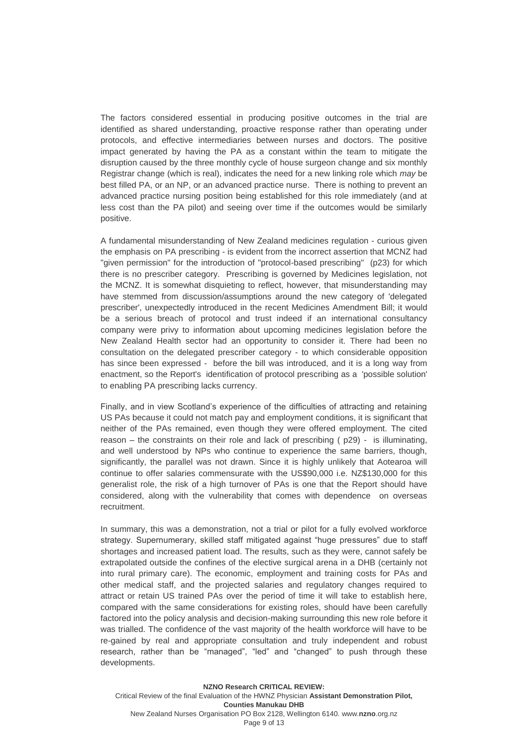The factors considered essential in producing positive outcomes in the trial are identified as shared understanding, proactive response rather than operating under protocols, and effective intermediaries between nurses and doctors. The positive impact generated by having the PA as a constant within the team to mitigate the disruption caused by the three monthly cycle of house surgeon change and six monthly Registrar change (which is real), indicates the need for a new linking role which *may* be best filled PA, or an NP, or an advanced practice nurse. There is nothing to prevent an advanced practice nursing position being established for this role immediately (and at less cost than the PA pilot) and seeing over time if the outcomes would be similarly positive.

A fundamental misunderstanding of New Zealand medicines regulation - curious given the emphasis on PA prescribing - is evident from the incorrect assertion that MCNZ had "given permission" for the introduction of "protocol-based prescribing" (p23) for which there is no prescriber category. Prescribing is governed by Medicines legislation, not the MCNZ. It is somewhat disquieting to reflect, however, that misunderstanding may have stemmed from discussion/assumptions around the new category of 'delegated prescriber', unexpectedly introduced in the recent Medicines Amendment Bill; it would be a serious breach of protocol and trust indeed if an international consultancy company were privy to information about upcoming medicines legislation before the New Zealand Health sector had an opportunity to consider it. There had been no consultation on the delegated prescriber category - to which considerable opposition has since been expressed - before the bill was introduced, and it is a long way from enactment, so the Report's identification of protocol prescribing as a 'possible solution' to enabling PA prescribing lacks currency.

Finally, and in view Scotland's experience of the difficulties of attracting and retaining US PAs because it could not match pay and employment conditions, it is significant that neither of the PAs remained, even though they were offered employment. The cited reason – the constraints on their role and lack of prescribing ( p29) - is illuminating, and well understood by NPs who continue to experience the same barriers, though, significantly, the parallel was not drawn. Since it is highly unlikely that Aotearoa will continue to offer salaries commensurate with the US$90,000 i.e. NZ$130,000 for this generalist role, the risk of a high turnover of PAs is one that the Report should have considered, along with the vulnerability that comes with dependence on overseas recruitment.

In summary, this was a demonstration, not a trial or pilot for a fully evolved workforce strategy. Supernumerary, skilled staff mitigated against "huge pressures" due to staff shortages and increased patient load. The results, such as they were, cannot safely be extrapolated outside the confines of the elective surgical arena in a DHB (certainly not into rural primary care). The economic, employment and training costs for PAs and other medical staff, and the projected salaries and regulatory changes required to attract or retain US trained PAs over the period of time it will take to establish here, compared with the same considerations for existing roles, should have been carefully factored into the policy analysis and decision-making surrounding this new role before it was trialled. The confidence of the vast majority of the health workforce will have to be re-gained by real and appropriate consultation and truly independent and robust research, rather than be "managed", "led" and "changed" to push through these developments.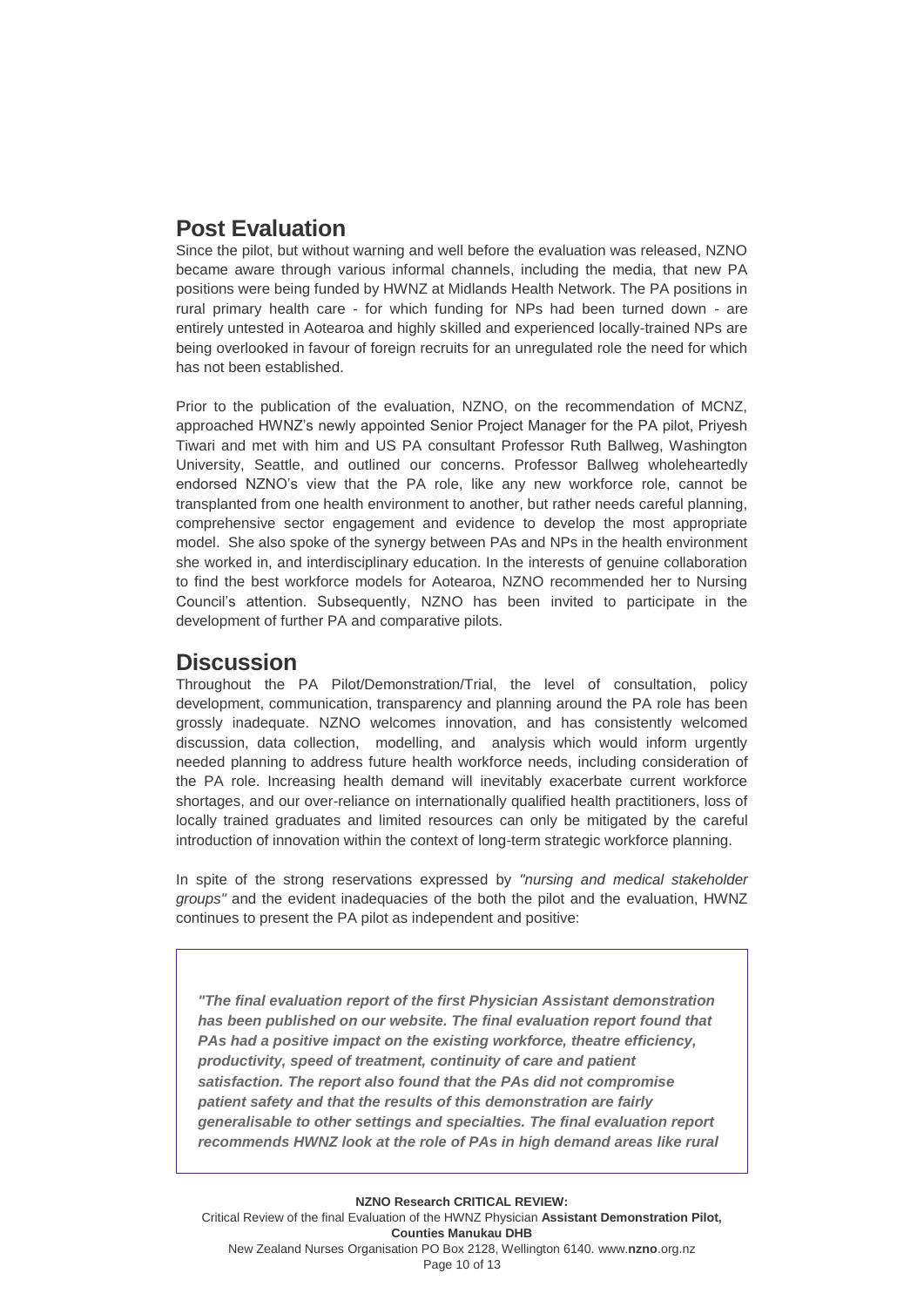## Post Evaluation

Since the pilot, but without warning and well before the evaluation was released, NZNO became aware through various informal channels, including the media, that new PA positions were being funded by HWNZ at Midlands Health Network. The PA positions in rural primary health care - for which funding for NPs had been turned down - are entirely untested in Aotearoa and highly skilled and experienced locally-trained NPs are being overlooked in favour of foreign recruits for an unregulated role the need for which has not been established.

Prior to the publication of the evaluation, NZNO, on the recommendation of MCNZ, approached HWNZ's newly appointed Senior Project Manager for the PA pilot, Priyesh Tiwari and met with him and US PA consultant Professor Ruth Ballweg, Washington University, Seattle, and outlined our concerns. Professor Ballweg wholeheartedly endorsed NZNO's view that the PA role, like any new workforce role, cannot be transplanted from one health environment to another, but rather needs careful planning, comprehensive sector engagement and evidence to develop the most appropriate model. She also spoke of the synergy between PAs and NPs in the health environment she worked in, and interdisciplinary education. In the interests of genuine collaboration to find the best workforce models for Aotearoa, NZNO recommended her to Nursing Council's attention. Subsequently, NZNO has been invited to participate in the development of further PA and comparative pilots.

## Discussion

Throughout the PA Pilot/Demonstration/Trial, the level of consultation, policy development, communication, transparency and planning around the PA role has been grossly inadequate. NZNO welcomes innovation, and has consistently welcomed discussion, data collection, modelling, and analysis which would inform urgently needed planning to address future health workforce needs, including consideration of the PA role. Increasing health demand will inevitably exacerbate current workforce shortages, and our over-reliance on internationally qualified health practitioners, loss of locally trained graduates and limited resources can only be mitigated by the careful introduction of innovation within the context of long-term strategic workforce planning.

In spite of the strong reservations expressed by *"nursing and medical stakeholder groups"* and the evident inadequacies of the both the pilot and the evaluation, HWNZ continues to present the PA pilot as independent and positive:

> ***"The final evaluation report of the first Physician Assistant demonstration has been published on our website. The final evaluation report found that PAs had a positive impact on the existing workforce, theatre efficiency, productivity, speed of treatment, continuity of care and patient satisfaction. The report also found that the PAs did not compromise patient safety and that the results of this demonstration are fairly generalisable to other settings and specialties. The final evaluation report recommends HWNZ look at the role of PAs in high demand areas like rural***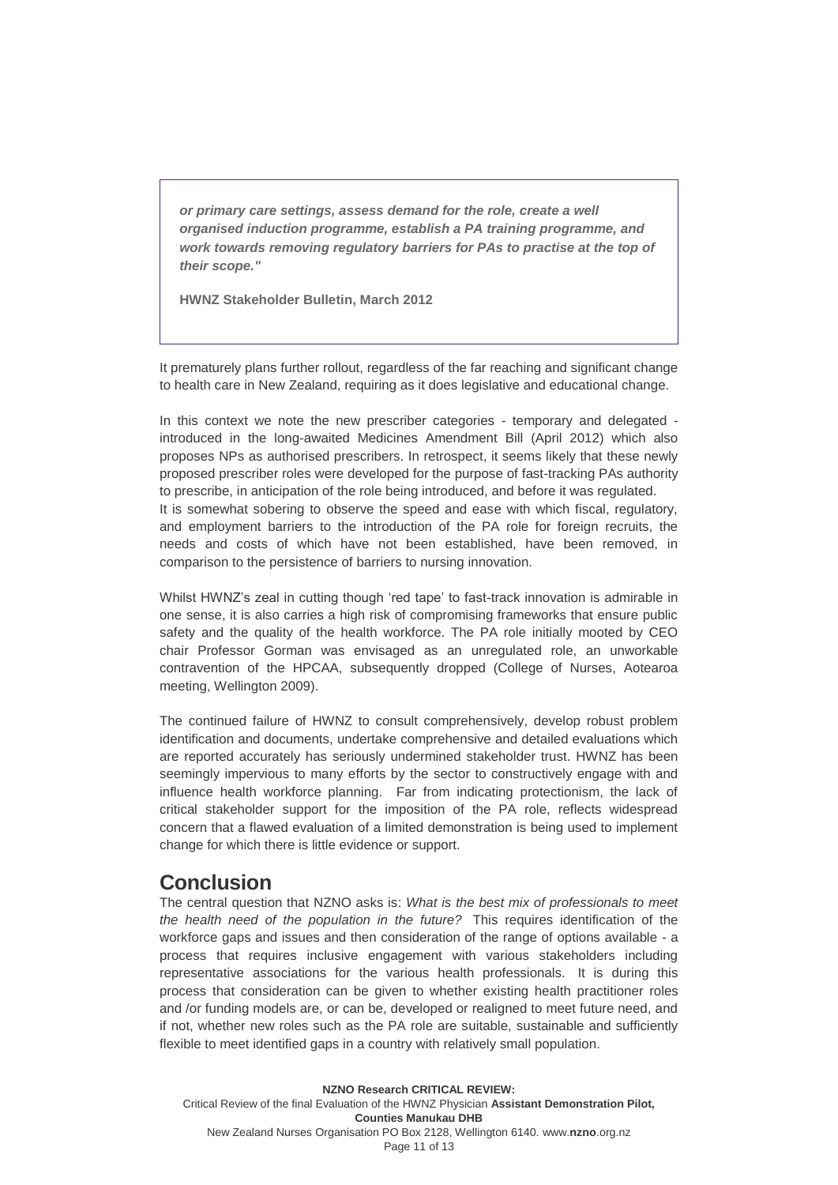> ***or primary care settings, assess demand for the role, create a well organised induction programme, establish a PA training programme, and work towards removing regulatory barriers for PAs to practise at the top of their scope."***
>
> **HWNZ Stakeholder Bulletin, March 2012**

It prematurely plans further rollout, regardless of the far reaching and significant change to health care in New Zealand, requiring as it does legislative and educational change.

In this context we note the new prescriber categories - temporary and delegated - introduced in the long-awaited Medicines Amendment Bill (April 2012) which also proposes NPs as authorised prescribers. In retrospect, it seems likely that these newly proposed prescriber roles were developed for the purpose of fast-tracking PAs authority to prescribe, in anticipation of the role being introduced, and before it was regulated. It is somewhat sobering to observe the speed and ease with which fiscal, regulatory, and employment barriers to the introduction of the PA role for foreign recruits, the needs and costs of which have not been established, have been removed, in comparison to the persistence of barriers to nursing innovation.

Whilst HWNZ's zeal in cutting though 'red tape' to fast-track innovation is admirable in one sense, it is also carries a high risk of compromising frameworks that ensure public safety and the quality of the health workforce. The PA role initially mooted by CEO chair Professor Gorman was envisaged as an unregulated role, an unworkable contravention of the HPCAA, subsequently dropped (College of Nurses, Aotearoa meeting, Wellington 2009).

The continued failure of HWNZ to consult comprehensively, develop robust problem identification and documents, undertake comprehensive and detailed evaluations which are reported accurately has seriously undermined stakeholder trust. HWNZ has been seemingly impervious to many efforts by the sector to constructively engage with and influence health workforce planning. Far from indicating protectionism, the lack of critical stakeholder support for the imposition of the PA role, reflects widespread concern that a flawed evaluation of a limited demonstration is being used to implement change for which there is little evidence or support.

## Conclusion

The central question that NZNO asks is: *What is the best mix of professionals to meet the health need of the population in the future?* This requires identification of the workforce gaps and issues and then consideration of the range of options available - a process that requires inclusive engagement with various stakeholders including representative associations for the various health professionals. It is during this process that consideration can be given to whether existing health practitioner roles and /or funding models are, or can be, developed or realigned to meet future need, and if not, whether new roles such as the PA role are suitable, sustainable and sufficiently flexible to meet identified gaps in a country with relatively small population.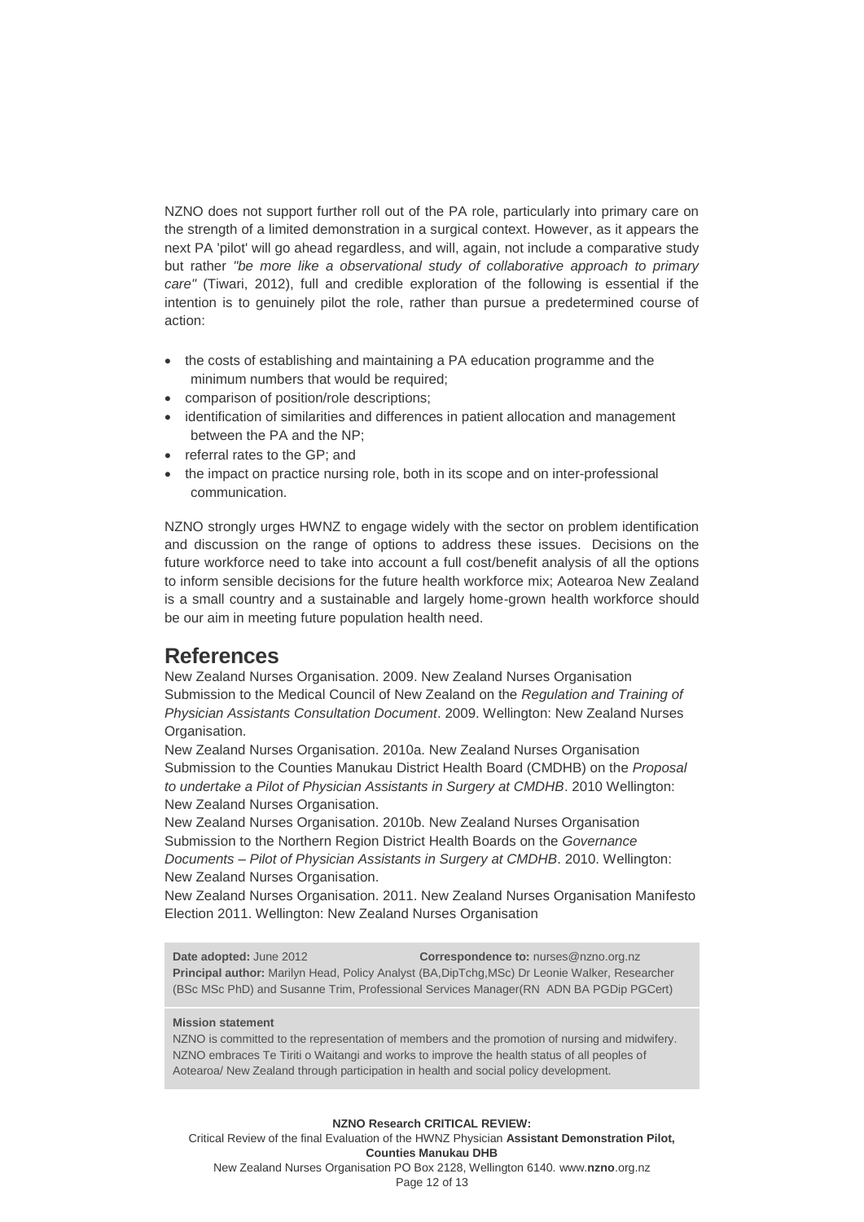NZNO does not support further roll out of the PA role, particularly into primary care on the strength of a limited demonstration in a surgical context. However, as it appears the next PA 'pilot' will go ahead regardless, and will, again, not include a comparative study but rather *"be more like a observational study of collaborative approach to primary care"* (Tiwari, 2012), full and credible exploration of the following is essential if the intention is to genuinely pilot the role, rather than pursue a predetermined course of action:

- the costs of establishing and maintaining a PA education programme and the minimum numbers that would be required;
- comparison of position/role descriptions;
- identification of similarities and differences in patient allocation and management between the PA and the NP;
- referral rates to the GP; and
- the impact on practice nursing role, both in its scope and on inter-professional communication.

NZNO strongly urges HWNZ to engage widely with the sector on problem identification and discussion on the range of options to address these issues. Decisions on the future workforce need to take into account a full cost/benefit analysis of all the options to inform sensible decisions for the future health workforce mix; Aotearoa New Zealand is a small country and a sustainable and largely home-grown health workforce should be our aim in meeting future population health need.

## References

New Zealand Nurses Organisation. 2009. New Zealand Nurses Organisation Submission to the Medical Council of New Zealand on the *Regulation and Training of Physician Assistants Consultation Document*. 2009. Wellington: New Zealand Nurses Organisation.

New Zealand Nurses Organisation. 2010a. New Zealand Nurses Organisation Submission to the Counties Manukau District Health Board (CMDHB) on the *Proposal to undertake a Pilot of Physician Assistants in Surgery at CMDHB*. 2010 Wellington: New Zealand Nurses Organisation.

New Zealand Nurses Organisation. 2010b. New Zealand Nurses Organisation Submission to the Northern Region District Health Boards on the *Governance Documents – Pilot of Physician Assistants in Surgery at CMDHB*. 2010. Wellington: New Zealand Nurses Organisation.

New Zealand Nurses Organisation. 2011. New Zealand Nurses Organisation Manifesto Election 2011. Wellington: New Zealand Nurses Organisation

**Date adopted:** June 2012 **Correspondence to:** nurses@nzno.org.nz
**Principal author:** Marilyn Head, Policy Analyst (BA,DipTchg,MSc) Dr Leonie Walker, Researcher (BSc MSc PhD) and Susanne Trim, Professional Services Manager(RN ADN BA PGDip PGCert)

**Mission statement**
NZNO is committed to the representation of members and the promotion of nursing and midwifery. NZNO embraces Te Tiriti o Waitangi and works to improve the health status of all peoples of Aotearoa/ New Zealand through participation in health and social policy development.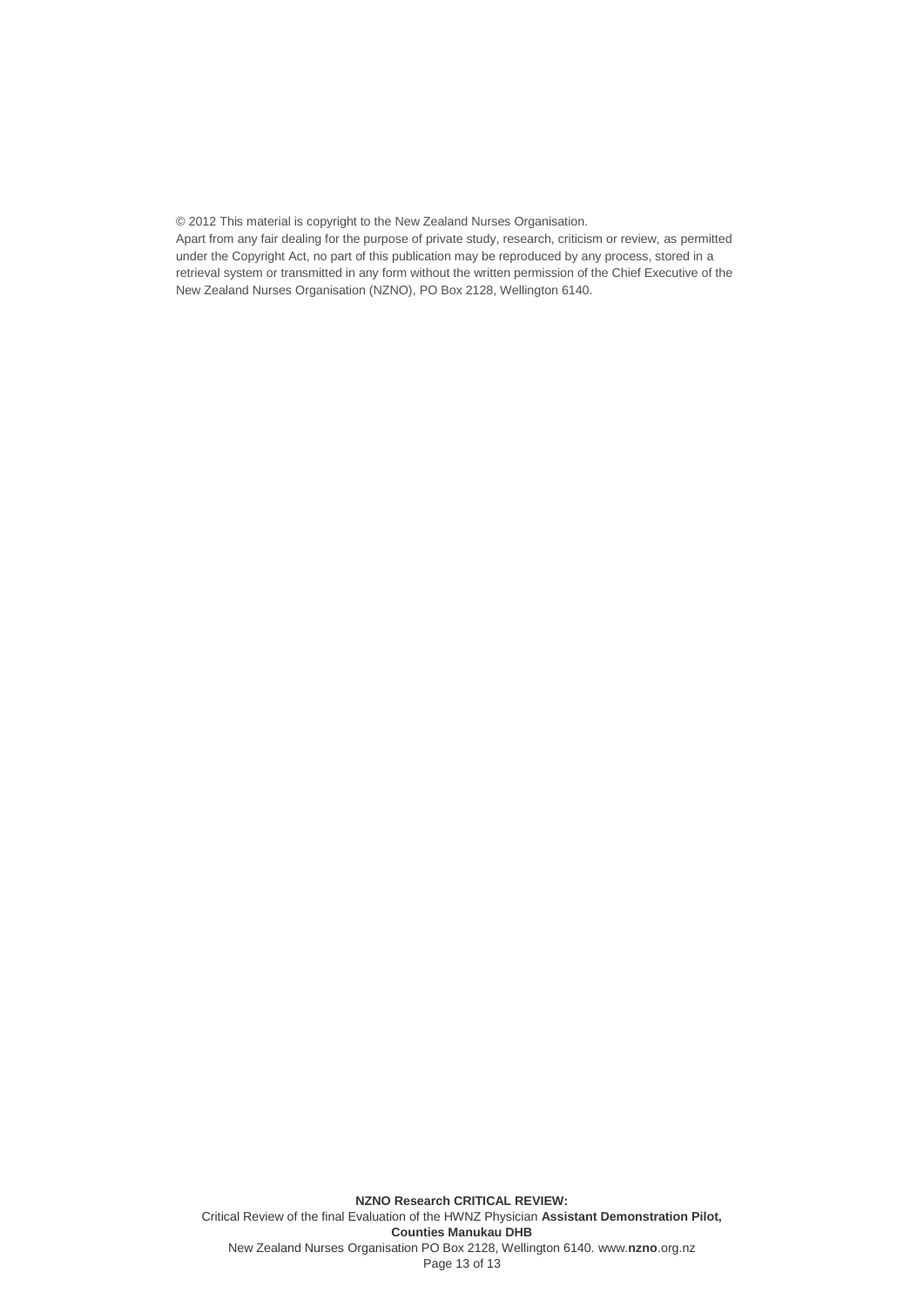© 2012 This material is copyright to the New Zealand Nurses Organisation.

Apart from any fair dealing for the purpose of private study, research, criticism or review, as permitted under the Copyright Act, no part of this publication may be reproduced by any process, stored in a retrieval system or transmitted in any form without the written permission of the Chief Executive of the New Zealand Nurses Organisation (NZNO), PO Box 2128, Wellington 6140.